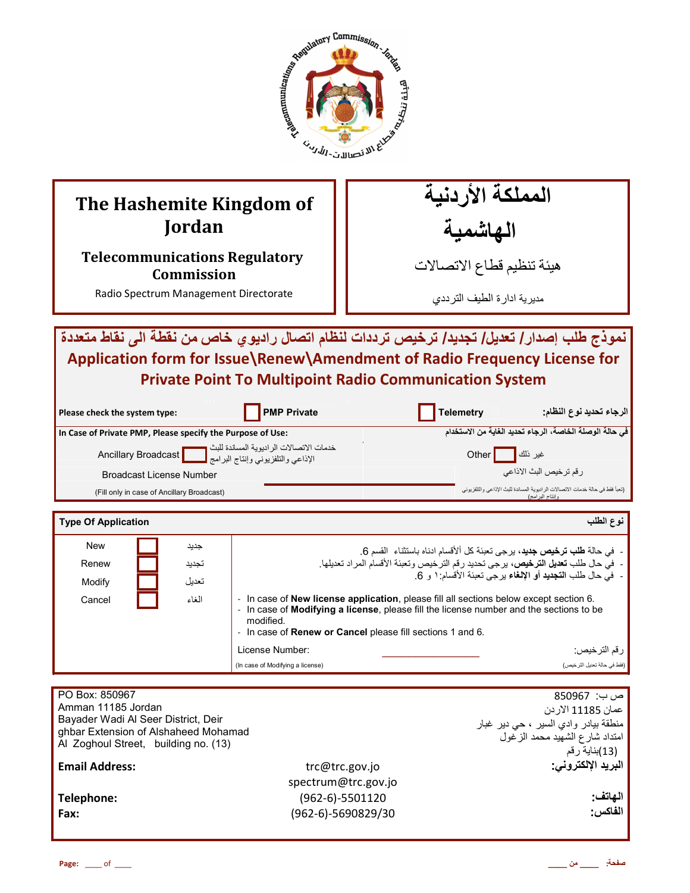# The Hashemite Kingdom of Jordan

## Telecommunications Regulatory Commission

Radio Spectrum Management Directorate

# المملكة الأردنية الهاشمية

## هيئة تنظيم قطاع الاتصالات

مديرية ادارة الطيف الترددي

## نموذج طلب إصدار/ تعديل/ تجديد/ ترخيص ترددات لنظام اتصال راديوي خاص من نقطة الى نقاط متعددة

## Application form for Issue\Renew\Amendment of Radio Frequency License for Private Point To Multipoint Radio Communication System

| | | | |
|---|---|---|---|
| **Please check the system type:** | ☐ **PMP Private** | ☐ **Telemetry** | **الرجاء تحديد نوع النظام:** |
| **In Case of Private PMP, Please specify the Purpose of Use:** | | | **في حالة الوصلة الخاصة، الرجاء تحديد الغاية من الاستخدام** |
| Ancillary Broadcast ☐ خدمات الاتصالات الراديوية المساندة للبث الإذاعي والتلفزيوني وإنتاج البرامج | | Other ☐ غير ذلك | |
| Broadcast License Number | ____________ | | رقم ترخيص البث الاذاعي |
| (Fill only in case of Ancillary Broadcast) | | | (تعبأ فقط في حالة خدمات الاتصالات الراديوية المساندة للبث الإذاعي والتلفزيوني وإنتاج البرامج) |

| **Type Of Application** | **نوع الطلب** |
|---|---|
| New ☐ جديد<br>Renew ☐ تجديد<br>Modify ☐ تعديل<br>Cancel ☐ الغاء | - في حالة **طلب ترخيص جديد**، يرجى تعبئة كل ألأقسام ادناه باستثناء القسم 6.<br>- في حال طلب **تعديل الترخيص**، يرجى تحديد رقم الترخيص وتعبئة الأقسام المراد تعديلها.<br>- في حال طلب **التجديد أو الإلغاء** يرجى تعبئة الأقسام:١ و 6.<br><br>- In case of **New license application**, please fill all sections below except section 6.<br>- In case of **Modifying a license**, please fill the license number and the sections to be modified.<br>- In case of **Renew or Cancel** please fill sections 1 and 6.<br><br>License Number: ________________ رقم الترخيص:<br>(In case of Modifying a license) (فقط في حالة تعديل الترخيص) |

| | | |
|---|---|---|
| PO Box: 850967<br>Amman 11185 Jordan<br>Bayader Wadi Al Seer District, Deir ghbar Extension of Alshaheed Mohamad Al Zoghoul Street, building no. (13) | | ص ب: 850967<br>عمان 11185 الاردن<br>منطقة بيادر وادي السير ، حي دير غبار<br>امتداد شارع الشهيد محمد الزغول<br>(13)بناية رقم |
| **Email Address:** | trc@trc.gov.jo<br>spectrum@trc.gov.jo | **البريد الإلكتروني:** |
| **Telephone:** | (962-6)-5501120 | **الهاتف:** |
| **Fax:** | (962-6)-5690829/30 | **الفاكس:** |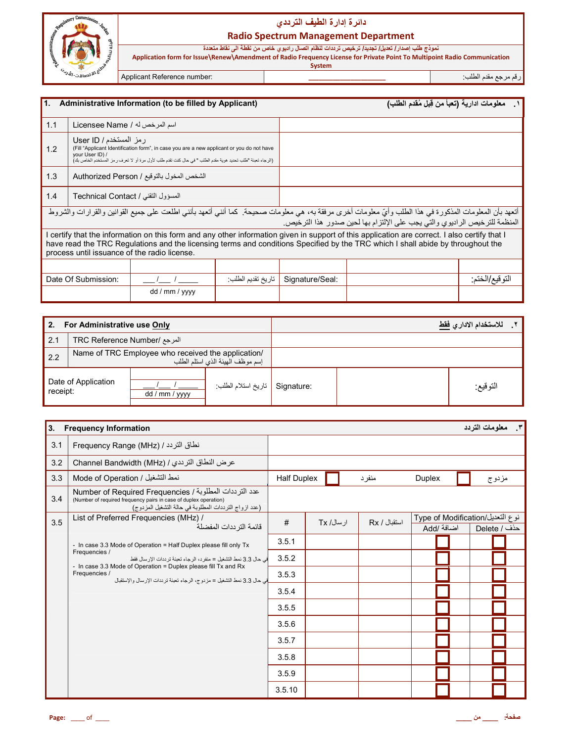# دائرة إدارة الطيف الترددي

## Radio Spectrum Management Department

نموذج طلب إصدار/ تعديل/ تجديد/ ترخيص ترددات لنظام اتصال راديوي خاص من نقطة الى نقاط متعددة

**Application form for Issue\Renew\Amendment of Radio Frequency License for Private Point To Multipoint Radio Communication System**

| Applicant Reference number: | ___________________ | رقم مرجع مقدم الطلب: |
|---|---|---|

| **1. Administrative Information (to be filled by Applicant)** | | **١. معلومات ادارية (تعبأ من قِبل مُقدم الطلب)** |
|---|---|---|
| 1.1 | Licensee Name / اسم المرخص له | |
| 1.2 | User ID / رمز المستخدم (Fill "Applicant Identification form", in case you are a new applicant or you do not have your User ID) / (الرجاء تعبئة "طلب تحديد هوية مقدم الطلب " في حال كنت تقدم طلب لأول مرة أو لا تعرف رمز المستخدم الخاص بك) | |
| 1.3 | Authorized Person / الشخص المخول بالتوقيع | |
| 1.4 | Technical Contact / المسؤول التقني | |

أتعهد بأن المعلومات المذكورة في هذا الطلب وأيّ معلومات أخرى مرفقة به، هي معلومات صحيحة. كما أنني أتعهد بأنني اطلعت على جميع القوانين والقرارات والشروط المنظمة للترخيص الراديوي والتي يجب على الإلتزام بها لحين صدور هذا الترخيص.

I certify that the information on this form and any other information given in support of this application are correct. I also certify that I have read the TRC Regulations and the licensing terms and conditions Specified by the TRC which I shall abide by throughout the process until issuance of the radio license.

| Date Of Submission: | ___/___ / _____ dd / mm / yyyy | تاريخ تقديم الطلب: | Signature/Seal: | | التوقيع/الختم: |
|---|---|---|---|---|---|

| **2. For Administrative use Only** | | **٢. للاستخدام الاداري فقط** |
|---|---|---|
| 2.1 | TRC Reference Number/ المرجع | |
| 2.2 | Name of TRC Employee who received the application/ إسم موظف الهيئة الذي استلم الطلب | |

| Date of Application receipt: | ___/___ / _____ dd / mm / yyyy | تاريخ استلام الطلب: | Signature: | | التوقيع: |
|---|---|---|---|---|---|

| **3. Frequency Information** | | **٣. معلومات التردد** |
|---|---|---|
| 3.1 | Frequency Range (MHz) / نطاق التردد | |
| 3.2 | Channel Bandwidth (MHz) / عرض النطاق الترددي | |
| 3.3 | Mode of Operation / نمط التشغيل | Half Duplex ☐ منفرد Duplex ☐ مزدوج |
| 3.4 | Number of Required Frequencies / عدد الترددات المطلوبة (Number of required frequency pairs in case of duplex operation) (عدد ازواج الترددات المطلوبة في حالة التشغيل المزدوج) | |

3.5 List of Preferred Frequencies (MHz) / قائمة الترددات المفضلة

- In case 3.3 Mode of Operation = Half Duplex please fill only Tx Frequencies / في حال 3.3 نمط التشغيل = منفرد، الرجاء تعبئة ترددات الارسال فقط
- In case 3.3 Mode of Operation = Duplex please fill Tx and Rx Frequencies / في حال 3.3 نمط التشغيل = مزدوج، الرجاء تعبئة ترددات الارسال والإستقبال

| # | Tx /ارسال | Rx / استقبال | Type of Modification/نوع التعديل | |
|---|---|---|---|---|
| | | | Add/ اضافة | Delete / حذف |
| 3.5.1 | | | ☐ | ☐ |
| 3.5.2 | | | ☐ | ☐ |
| 3.5.3 | | | ☐ | ☐ |
| 3.5.4 | | | ☐ | ☐ |
| 3.5.5 | | | ☐ | ☐ |
| 3.5.6 | | | ☐ | ☐ |
| 3.5.7 | | | ☐ | ☐ |
| 3.5.8 | | | ☐ | ☐ |
| 3.5.9 | | | ☐ | ☐ |
| 3.5.10 | | | ☐ | ☐ |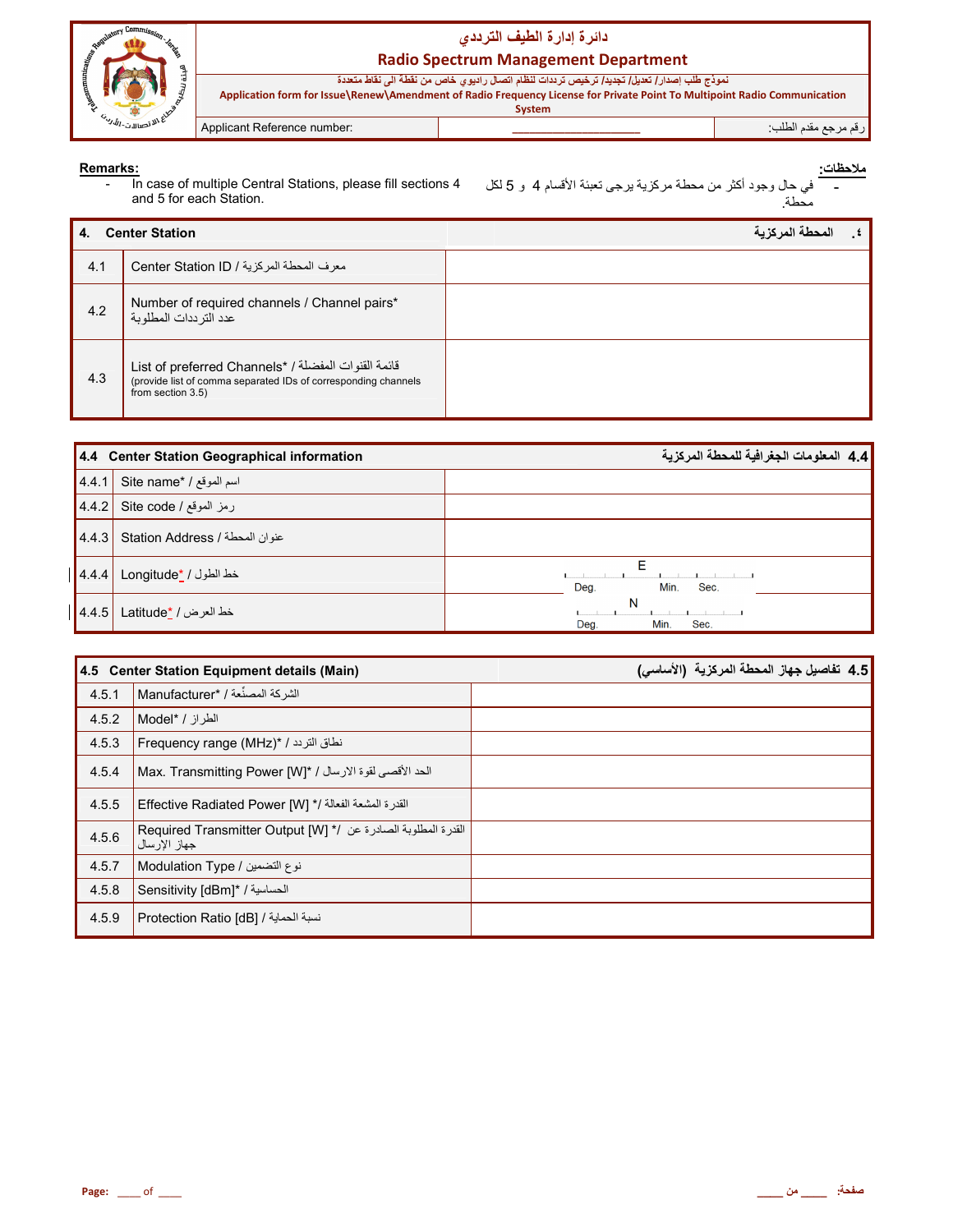# دائرة إدارة الطيف الترددي
## Radio Spectrum Management Department

نموذج طلب إصدار/ تعديل/ تجديد/ ترخيص ترددات لنظام اتصال راديوي خاص من نقطة الى نقاط متعددة

**Application form for Issue\Renew\Amendment of Radio Frequency License for Private Point To Multipoint Radio Communication System**

| Applicant Reference number: | ___________________ | رقم مرجع مقدم الطلب: |
|---|---|---|

**Remarks:**
- In case of multiple Central Stations, please fill sections 4 and 5 for each Station.

**ملاحظات:**
- في حال وجود أكثر من محطة مركزية يرجى تعبئة الأقسام 4 و 5 لكل محطة.

| 4. | Center Station | ٤. المحطة المركزية |
|---|---|---|
| 4.1 | Center Station ID / معرف المحطة المركزية | |
| 4.2 | Number of required channels / Channel pairs* عدد الترددات المطلوبة | |
| 4.3 | List of preferred Channels* / قائمة القنوات المفضلة (provide list of comma separated IDs of corresponding channels from section 3.5) | |

| 4.4 | Center Station Geographical information | 4.4 المعلومات الجغرافية للمحطة المركزية |
|---|---|---|
| 4.4.1 | Site name* / اسم الموقع | |
| 4.4.2 | Site code / رمز الموقع | |
| 4.4.3 | Station Address / عنوان المحطة | |
| 4.4.4 | Longitude* / خط الطول | E: ___ Deg. ___ Min. ___ Sec. |
| 4.4.5 | Latitude* / خط العرض | N: ___ Deg. ___ Min. ___ Sec. |

| 4.5 | Center Station Equipment details (Main) | 4.5 تفاصيل جهاز المحطة المركزية (الأساسي) |
|---|---|---|
| 4.5.1 | Manufacturer* / الشركة المصنّعة | |
| 4.5.2 | Model* / الطراز | |
| 4.5.3 | Frequency range (MHz)* / نطاق التردد | |
| 4.5.4 | Max. Transmitting Power [W]* / الحد الأقصى لقوة الارسال | |
| 4.5.5 | Effective Radiated Power [W] */ القدرة المشعة الفعالة | |
| 4.5.6 | Required Transmitter Output [W] */ القدرة المطلوبة الصادرة عن جهاز الإرسال | |
| 4.5.7 | Modulation Type / نوع التضمين | |
| 4.5.8 | Sensitivity [dBm]* / الحساسية | |
| 4.5.9 | Protection Ratio [dB] / نسبة الحماية | |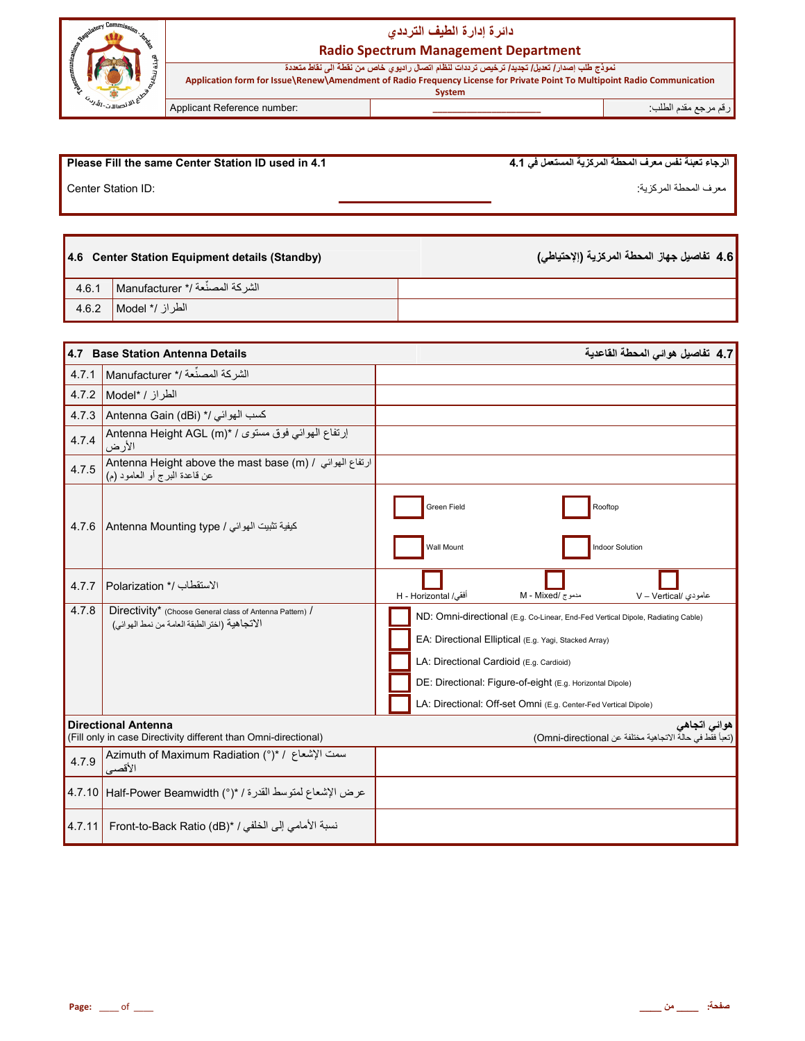# دائرة إدارة الطيف الترددي

## Radio Spectrum Management Department

نموذج طلب إصدار/ تعديل/ تجديد/ ترخيص ترددات لنظام اتصال راديوي خاص من نقطة الى نقاط متعددة

**Application form for Issue\Renew\Amendment of Radio Frequency License for Private Point To Multipoint Radio Communication System**

| Applicant Reference number: | ___________________ | رقم مرجع مقدم الطلب: |
|---|---|---|

| **Please Fill the same Center Station ID used in 4.1** | | **الرجاء تعبئة نفس معرف المحطة المركزية المستعمل في 4.1** |
|---|---|---|
| Center Station ID: | ___________________ | معرف المحطة المركزية: |

| **4.6 Center Station Equipment details (Standby)** | | **4.6 تفاصيل جهاز المحطة المركزية (الإحتياطي)** |
|---|---|---|
| 4.6.1 | Manufacturer */ الشركة المصنِّعة | |
| 4.6.2 | Model */ الطراز | |

| **4.7 Base Station Antenna Details** | | **4.7 تفاصيل هوائي المحطة القاعدية** |
|---|---|---|
| 4.7.1 | Manufacturer */ الشركة المصنِّعة | |
| 4.7.2 | Model* / الطراز | |
| 4.7.3 | Antenna Gain (dBi) */ كسب الهوائي | |
| 4.7.4 | Antenna Height AGL (m)* / إرتفاع الهوائي فوق مستوى الأرض | |
| 4.7.5 | Antenna Height above the mast base (m) / ارتفاع الهوائي عن قاعدة البرج أو العامود (م) | |
| 4.7.6 | Antenna Mounting type / كيفية تثبيت الهوائي | ☐ Green Field ☐ Rooftop ☐ Wall Mount ☐ Indoor Solution |
| 4.7.7 | Polarization */ الاستقطاب | ☐ H - Horizontal /أفقي ☐ M - Mixed/ ممزوج ☐ V – Vertical/ عامودي |
| 4.7.8 | Directivity* (Choose General class of Antenna Pattern) / الاتجاهية (اخترالطبقة العامة من نمط الهوائي) | ☐ ND: Omni-directional (E.g. Co-Linear, End-Fed Vertical Dipole, Radiating Cable)<br>☐ EA: Directional Elliptical (E.g. Yagi, Stacked Array)<br>☐ LA: Directional Cardioid (E.g. Cardioid)<br>☐ DE: Directional: Figure-of-eight (E.g. Horizontal Dipole)<br>☐ LA: Directional: Off-set Omni (E.g. Center-Fed Vertical Dipole) |
| **Directional Antenna** (Fill only in case Directivity different than Omni-directional) | | **هوائي اتجاهي** (تعبأ فقط في حالة الاتجاهية مختلفة عن Omni-directional) |
| 4.7.9 | Azimuth of Maximum Radiation (°)* / سمت الإشعاع الأقصى | |
| 4.7.10 | Half-Power Beamwidth (°)* / عرض الإشعاع لمتوسط القدرة | |
| 4.7.11 | Front-to-Back Ratio (dB)* / نسبة الأمامي إلى الخلفي | |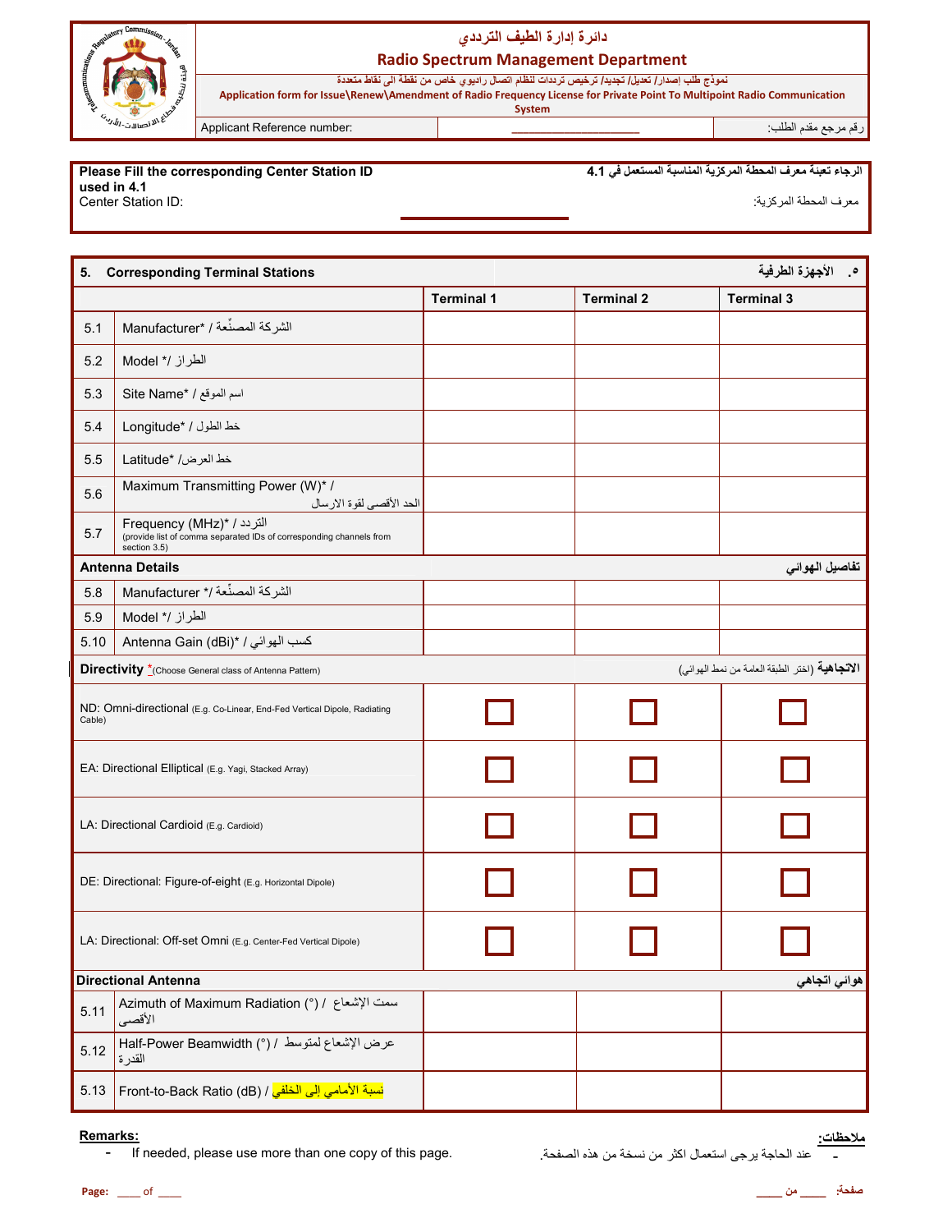# دائرة إدارة الطيف الترددي

## Radio Spectrum Management Department

نموذج طلب إصدار/ تعديل/ تجديد/ ترخيص ترددات لنظام اتصال راديوي خاص من نقطة الى نقاط متعددة

**Application form for Issue\Renew\Amendment of Radio Frequency License for Private Point To Multipoint Radio Communication System**

| Applicant Reference number: | ___________________ | رقم مرجع مقدم الطلب: |
|---|---|---|

**Please Fill the corresponding Center Station ID used in 4.1** — **الرجاء تعبئة معرف المحطة المركزية المناسبة المستعمل في 4.1**

Center Station ID: ___________________ :معرف المحطة المركزية

| 5. | Corresponding Terminal Stations / ٥. الأجهزة الطرفية | Terminal 1 | Terminal 2 | Terminal 3 |
|---|---|---|---|---|
| 5.1 | Manufacturer* / الشركة المصنّعة | | | |
| 5.2 | Model */ الطراز | | | |
| 5.3 | Site Name* / اسم الموقع | | | |
| 5.4 | Longitude* / خط الطول | | | |
| 5.5 | Latitude* /خط العرض | | | |
| 5.6 | Maximum Transmitting Power (W)* / الحد الأقصى لقوة الارسال | | | |
| 5.7 | Frequency (MHz)* / التردد (provide list of comma separated IDs of corresponding channels from section 3.5) | | | |
| | **Antenna Details / تفاصيل الهوائي** | | | |
| 5.8 | Manufacturer */ الشركة المصنّعة | | | |
| 5.9 | Model */ الطراز | | | |
| 5.10 | Antenna Gain (dBi)* / كسب الهوائي | | | |
| | **Directivity** * (Choose General class of Antenna Pattern) / **الاتجاهية** (اختر الطبقة العامة من نمط الهوائي) | | | |
| | ND: Omni-directional (E.g. Co-Linear, End-Fed Vertical Dipole, Radiating Cable) | ☐ | ☐ | ☐ |
| | EA: Directional Elliptical (E.g. Yagi, Stacked Array) | ☐ | ☐ | ☐ |
| | LA: Directional Cardioid (E.g. Cardioid) | ☐ | ☐ | ☐ |
| | DE: Directional: Figure-of-eight (E.g. Horizontal Dipole) | ☐ | ☐ | ☐ |
| | LA: Directional: Off-set Omni (E.g. Center-Fed Vertical Dipole) | ☐ | ☐ | ☐ |
| | **Directional Antenna / هوائي اتجاهي** | | | |
| 5.11 | Azimuth of Maximum Radiation (°) / سمت الإشعاع الأقصى | | | |
| 5.12 | Half-Power Beamwidth (°) / عرض الإشعاع لمتوسط القدرة | | | |
| 5.13 | Front-to-Back Ratio (dB) / نسبة الأمامي إلى الخلفي | | | |

**Remarks:**

- If needed, please use more than one copy of this page.

**ملاحظات:**

- عند الحاجة يرجى استعمال اكثر من نسخة من هذه الصفحة.

Page: ____ of ____ — صفحة: ____ من ____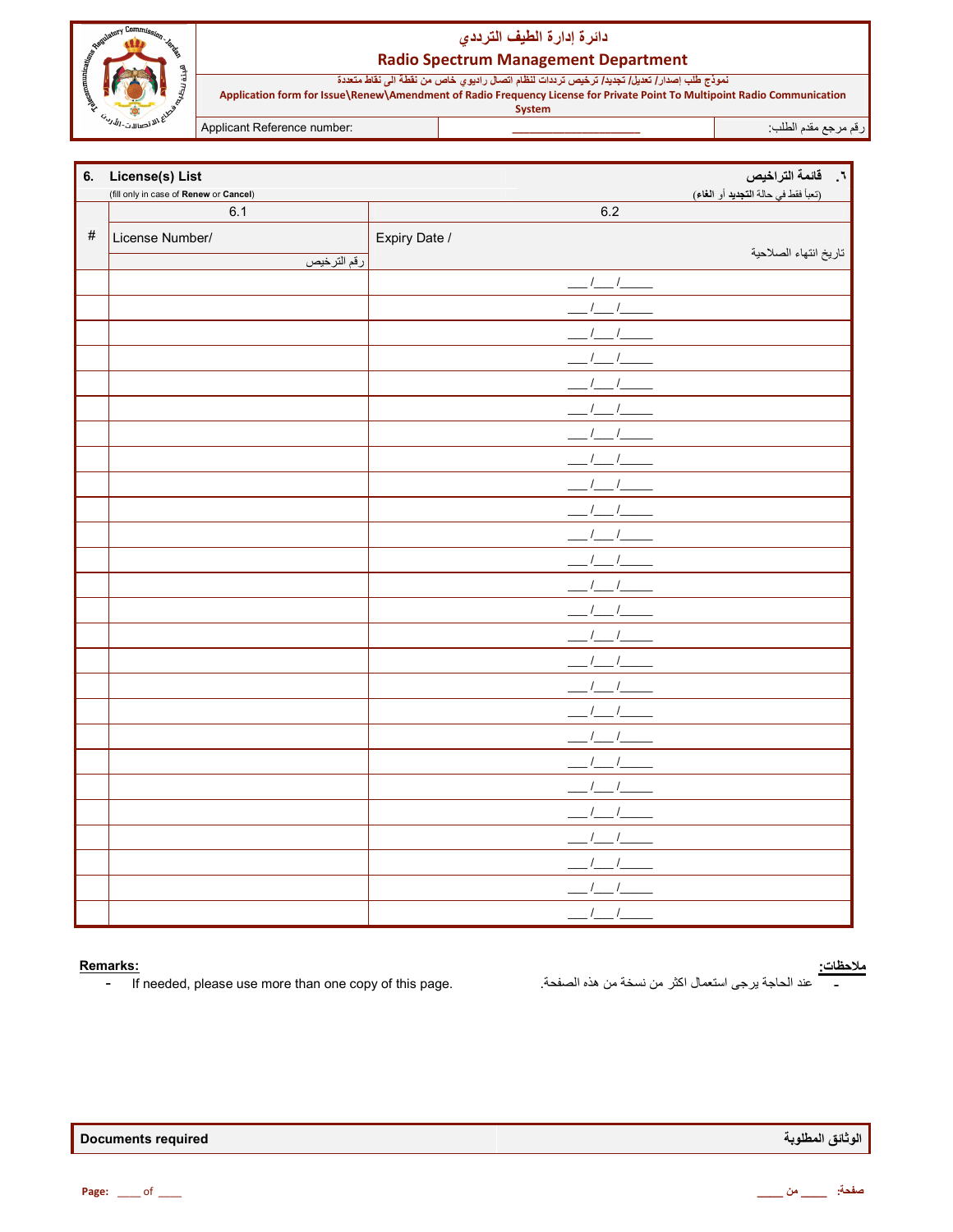# دائرة إدارة الطيف الترددي
## Radio Spectrum Management Department

نموذج طلب إصدار/ تعديل/ تجديد/ ترخيص ترددات لنظام اتصال راديوي خاص من نقطة الى نقاط متعددة

**Application form for Issue\Renew\Amendment of Radio Frequency License for Private Point To Multipoint Radio Communication System**

| Applicant Reference number: | ____________________ | رقم مرجع مقدم الطلب: |
|---|---|---|

### 6. License(s) List — ٦. قائمة التراخيص

(fill only in case of **Renew** or **Cancel**) — (تعبأ فقط في حالة **التجديد** أو **الغاء**)

| # | 6.1 License Number/ رقم الترخيص | 6.2 Expiry Date / تاريخ انتهاء الصلاحية |
|---|---|---|
| | | ___/___/_____ |
| | | ___/___/_____ |
| | | ___/___/_____ |
| | | ___/___/_____ |
| | | ___/___/_____ |
| | | ___/___/_____ |
| | | ___/___/_____ |
| | | ___/___/_____ |
| | | ___/___/_____ |
| | | ___/___/_____ |
| | | ___/___/_____ |
| | | ___/___/_____ |
| | | ___/___/_____ |
| | | ___/___/_____ |
| | | ___/___/_____ |
| | | ___/___/_____ |
| | | ___/___/_____ |
| | | ___/___/_____ |
| | | ___/___/_____ |
| | | ___/___/_____ |
| | | ___/___/_____ |
| | | ___/___/_____ |
| | | ___/___/_____ |
| | | ___/___/_____ |
| | | ___/___/_____ |
| | | ___/___/_____ |

**Remarks:**
- If needed, please use more than one copy of this page.

**ملاحظات:**
- عند الحاجة يرجى استعمال اكثر من نسخة من هذه الصفحة.

| Documents required | الوثائق المطلوبة |
|---|---|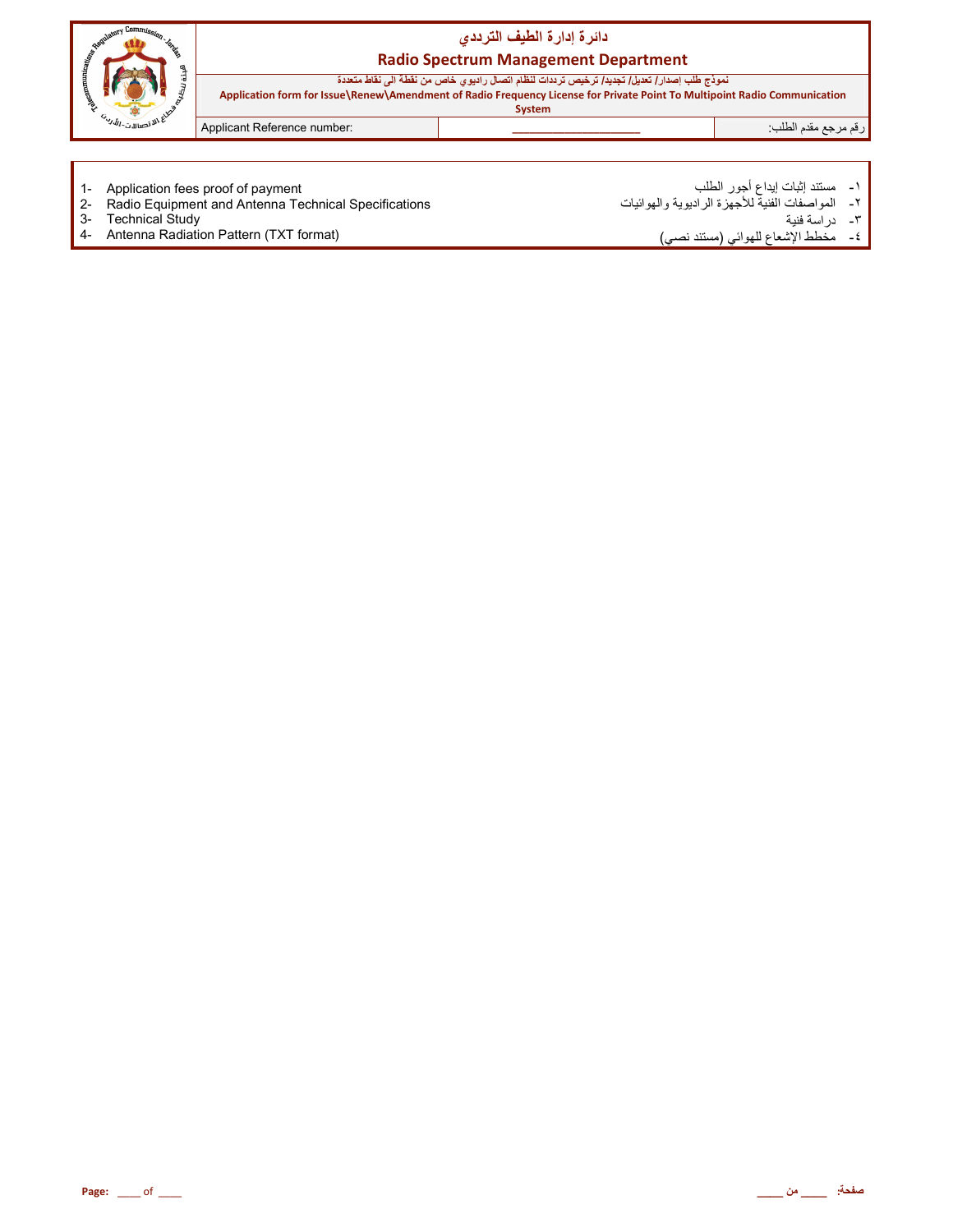# دائرة إدارة الطيف الترددي

## Radio Spectrum Management Department

**نموذج طلب إصدار/ تعديل/ تجديد/ ترخيص ترددات لنظام اتصال راديوي خاص من نقطة الى نقاط متعددة**

**Application form for Issue\Renew\Amendment of Radio Frequency License for Private Point To Multipoint Radio Communication System**

| | | |
|---|---|---|
| Applicant Reference number: | ____________________ | رقم مرجع مقدم الطلب: |

| | |
|---|---|
| 1- Application fees proof of payment | ١- مستند إثبات إيداع أجور الطلب |
| 2- Radio Equipment and Antenna Technical Specifications | ٢- المواصفات الفنية للأجهزة الراديوية والهوائيات |
| 3- Technical Study | ٣- دراسة فنية |
| 4- Antenna Radiation Pattern (TXT format) | ٤- مخطط الإشعاع للهوائي (مستند نصي) |